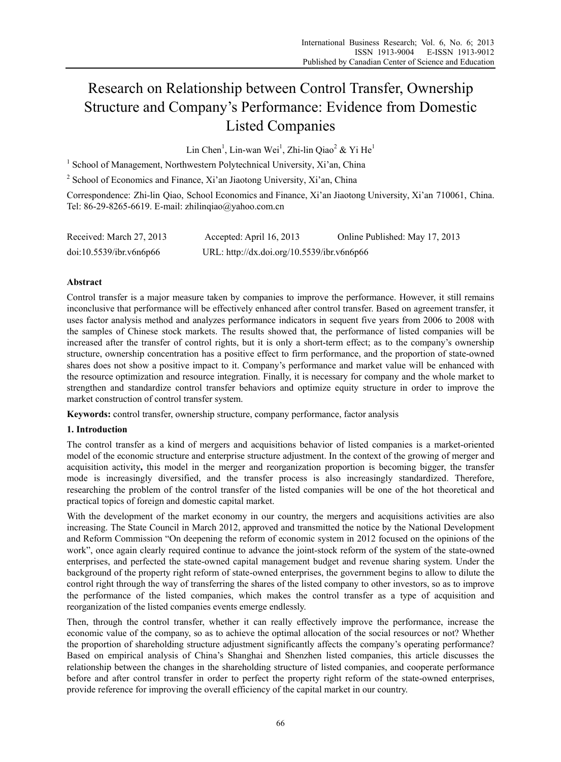# Research on Relationship between Control Transfer, Ownership Structure and Company's Performance: Evidence from Domestic Listed Companies

Lin Chen[1], Lin-wan Wei[1], Zhi-lin Qiao[2] & Yi He[1]

[1] School of Management, Northwestern Polytechnical University, Xi'an, China

[2] School of Economics and Finance, Xi'an Jiaotong University, Xi'an, China

Correspondence: Zhi-lin Qiao, School Economics and Finance, Xi'an Jiaotong University, Xi'an 710061, China. Tel: 86-29-8265-6619. E-mail: zhilinqiao@yahoo.com.cn

Received: March 27, 2013 Accepted: April 16, 2013 Online Published: May 17, 2013

doi:10.5539/ibr.v6n6p66 URL: http://dx.doi.org/10.5539/ibr.v6n6p66

## Abstract

Control transfer is a major measure taken by companies to improve the performance. However, it still remains inconclusive that performance will be effectively enhanced after control transfer. Based on agreement transfer, it uses factor analysis method and analyzes performance indicators in sequent five years from 2006 to 2008 with the samples of Chinese stock markets. The results showed that, the performance of listed companies will be increased after the transfer of control rights, but it is only a short-term effect; as to the company's ownership structure, ownership concentration has a positive effect to firm performance, and the proportion of state-owned shares does not show a positive impact to it. Company's performance and market value will be enhanced with the resource optimization and resource integration. Finally, it is necessary for company and the whole market to strengthen and standardize control transfer behaviors and optimize equity structure in order to improve the market construction of control transfer system.

**Keywords:** control transfer, ownership structure, company performance, factor analysis

## 1. Introduction

The control transfer as a kind of mergers and acquisitions behavior of listed companies is a market-oriented model of the economic structure and enterprise structure adjustment. In the context of the growing of merger and acquisition activity**,** this model in the merger and reorganization proportion is becoming bigger, the transfer mode is increasingly diversified, and the transfer process is also increasingly standardized. Therefore, researching the problem of the control transfer of the listed companies will be one of the hot theoretical and practical topics of foreign and domestic capital market.

With the development of the market economy in our country, the mergers and acquisitions activities are also increasing. The State Council in March 2012, approved and transmitted the notice by the National Development and Reform Commission "On deepening the reform of economic system in 2012 focused on the opinions of the work", once again clearly required continue to advance the joint-stock reform of the system of the state-owned enterprises, and perfected the state-owned capital management budget and revenue sharing system. Under the background of the property right reform of state-owned enterprises, the government begins to allow to dilute the control right through the way of transferring the shares of the listed company to other investors, so as to improve the performance of the listed companies, which makes the control transfer as a type of acquisition and reorganization of the listed companies events emerge endlessly.

Then, through the control transfer, whether it can really effectively improve the performance, increase the economic value of the company, so as to achieve the optimal allocation of the social resources or not? Whether the proportion of shareholding structure adjustment significantly affects the company's operating performance? Based on empirical analysis of China's Shanghai and Shenzhen listed companies, this article discusses the relationship between the changes in the shareholding structure of listed companies, and cooperate performance before and after control transfer in order to perfect the property right reform of the state-owned enterprises, provide reference for improving the overall efficiency of the capital market in our country.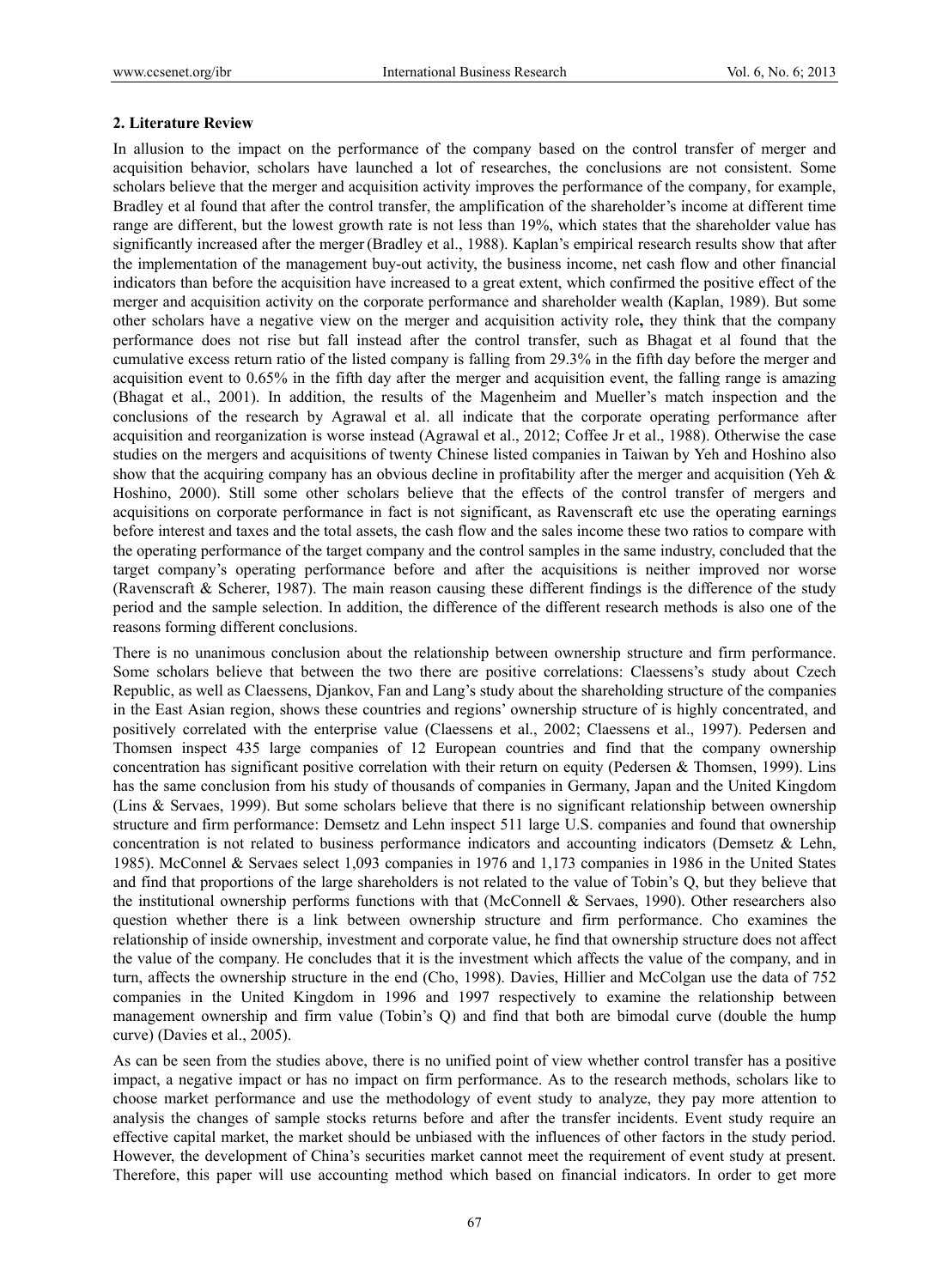## 2. Literature Review

In allusion to the impact on the performance of the company based on the control transfer of merger and acquisition behavior, scholars have launched a lot of researches, the conclusions are not consistent. Some scholars believe that the merger and acquisition activity improves the performance of the company, for example, Bradley et al found that after the control transfer, the amplification of the shareholder's income at different time range are different, but the lowest growth rate is not less than 19%, which states that the shareholder value has significantly increased after the merger (Bradley et al., 1988). Kaplan's empirical research results show that after the implementation of the management buy-out activity, the business income, net cash flow and other financial indicators than before the acquisition have increased to a great extent, which confirmed the positive effect of the merger and acquisition activity on the corporate performance and shareholder wealth (Kaplan, 1989). But some other scholars have a negative view on the merger and acquisition activity role**,** they think that the company performance does not rise but fall instead after the control transfer, such as Bhagat et al found that the cumulative excess return ratio of the listed company is falling from 29.3% in the fifth day before the merger and acquisition event to 0.65% in the fifth day after the merger and acquisition event, the falling range is amazing (Bhagat et al., 2001). In addition, the results of the Magenheim and Mueller's match inspection and the conclusions of the research by Agrawal et al. all indicate that the corporate operating performance after acquisition and reorganization is worse instead (Agrawal et al., 2012; Coffee Jr et al., 1988). Otherwise the case studies on the mergers and acquisitions of twenty Chinese listed companies in Taiwan by Yeh and Hoshino also show that the acquiring company has an obvious decline in profitability after the merger and acquisition (Yeh & Hoshino, 2000). Still some other scholars believe that the effects of the control transfer of mergers and acquisitions on corporate performance in fact is not significant, as Ravenscraft etc use the operating earnings before interest and taxes and the total assets, the cash flow and the sales income these two ratios to compare with the operating performance of the target company and the control samples in the same industry, concluded that the target company's operating performance before and after the acquisitions is neither improved nor worse (Ravenscraft & Scherer, 1987). The main reason causing these different findings is the difference of the study period and the sample selection. In addition, the difference of the different research methods is also one of the reasons forming different conclusions.

There is no unanimous conclusion about the relationship between ownership structure and firm performance. Some scholars believe that between the two there are positive correlations: Claessens's study about Czech Republic, as well as Claessens, Djankov, Fan and Lang's study about the shareholding structure of the companies in the East Asian region, shows these countries and regions' ownership structure of is highly concentrated, and positively correlated with the enterprise value (Claessens et al., 2002; Claessens et al., 1997). Pedersen and Thomsen inspect 435 large companies of 12 European countries and find that the company ownership concentration has significant positive correlation with their return on equity (Pedersen & Thomsen, 1999). Lins has the same conclusion from his study of thousands of companies in Germany, Japan and the United Kingdom (Lins & Servaes, 1999). But some scholars believe that there is no significant relationship between ownership structure and firm performance: Demsetz and Lehn inspect 511 large U.S. companies and found that ownership concentration is not related to business performance indicators and accounting indicators (Demsetz & Lehn, 1985). McConnel & Servaes select 1,093 companies in 1976 and 1,173 companies in 1986 in the United States and find that proportions of the large shareholders is not related to the value of Tobin's Q, but they believe that the institutional ownership performs functions with that (McConnell & Servaes, 1990). Other researchers also question whether there is a link between ownership structure and firm performance. Cho examines the relationship of inside ownership, investment and corporate value, he find that ownership structure does not affect the value of the company. He concludes that it is the investment which affects the value of the company, and in turn, affects the ownership structure in the end (Cho, 1998). Davies, Hillier and McColgan use the data of 752 companies in the United Kingdom in 1996 and 1997 respectively to examine the relationship between management ownership and firm value (Tobin's Q) and find that both are bimodal curve (double the hump curve) (Davies et al., 2005).

As can be seen from the studies above, there is no unified point of view whether control transfer has a positive impact, a negative impact or has no impact on firm performance. As to the research methods, scholars like to choose market performance and use the methodology of event study to analyze, they pay more attention to analysis the changes of sample stocks returns before and after the transfer incidents. Event study require an effective capital market, the market should be unbiased with the influences of other factors in the study period. However, the development of China's securities market cannot meet the requirement of event study at present. Therefore, this paper will use accounting method which based on financial indicators. In order to get more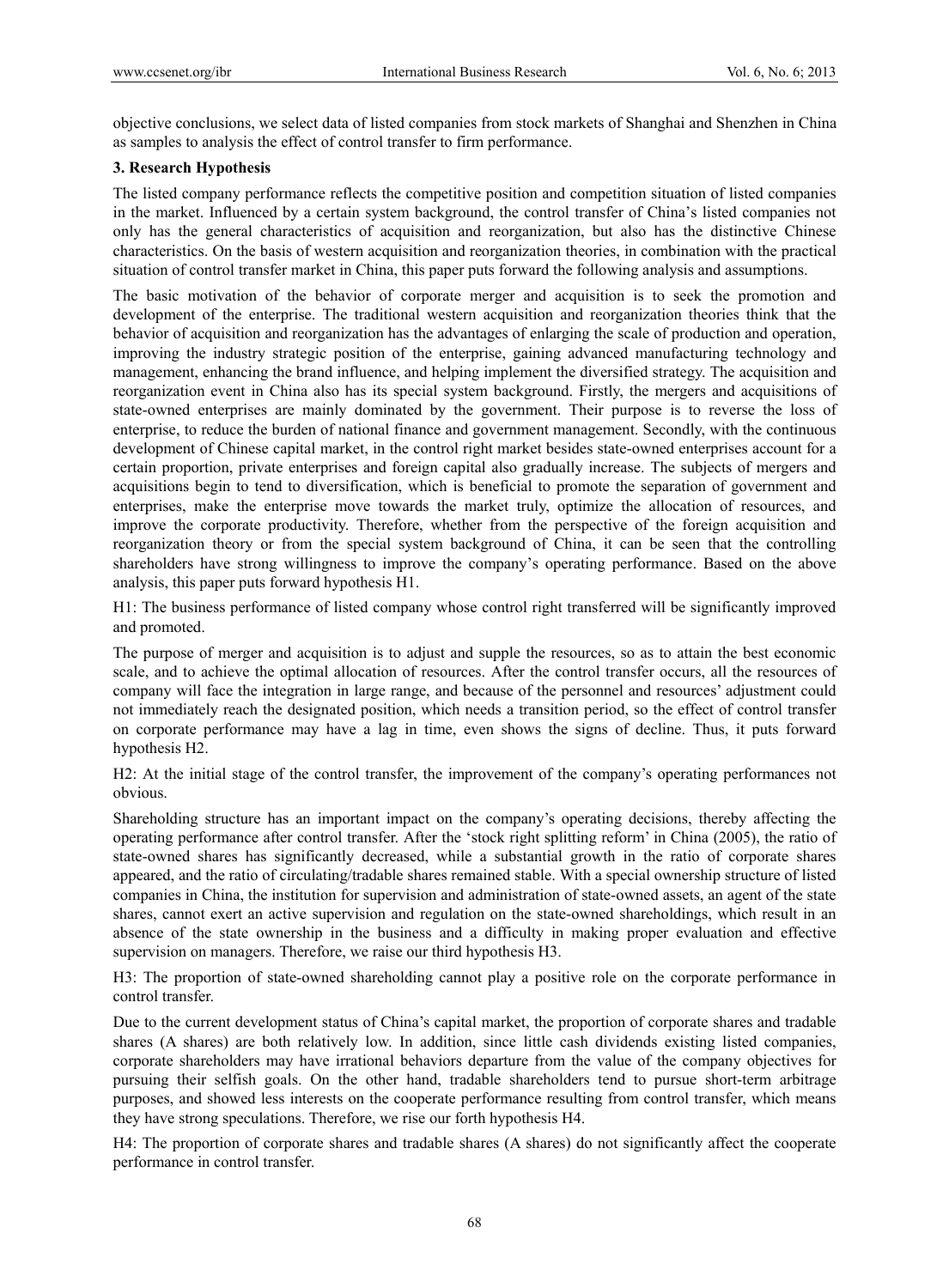objective conclusions, we select data of listed companies from stock markets of Shanghai and Shenzhen in China as samples to analysis the effect of control transfer to firm performance.

## 3. Research Hypothesis

The listed company performance reflects the competitive position and competition situation of listed companies in the market. Influenced by a certain system background, the control transfer of China's listed companies not only has the general characteristics of acquisition and reorganization, but also has the distinctive Chinese characteristics. On the basis of western acquisition and reorganization theories, in combination with the practical situation of control transfer market in China, this paper puts forward the following analysis and assumptions.

The basic motivation of the behavior of corporate merger and acquisition is to seek the promotion and development of the enterprise. The traditional western acquisition and reorganization theories think that the behavior of acquisition and reorganization has the advantages of enlarging the scale of production and operation, improving the industry strategic position of the enterprise, gaining advanced manufacturing technology and management, enhancing the brand influence, and helping implement the diversified strategy. The acquisition and reorganization event in China also has its special system background. Firstly, the mergers and acquisitions of state-owned enterprises are mainly dominated by the government. Their purpose is to reverse the loss of enterprise, to reduce the burden of national finance and government management. Secondly, with the continuous development of Chinese capital market, in the control right market besides state-owned enterprises account for a certain proportion, private enterprises and foreign capital also gradually increase. The subjects of mergers and acquisitions begin to tend to diversification, which is beneficial to promote the separation of government and enterprises, make the enterprise move towards the market truly, optimize the allocation of resources, and improve the corporate productivity. Therefore, whether from the perspective of the foreign acquisition and reorganization theory or from the special system background of China, it can be seen that the controlling shareholders have strong willingness to improve the company's operating performance. Based on the above analysis, this paper puts forward hypothesis H1.

H1: The business performance of listed company whose control right transferred will be significantly improved and promoted.

The purpose of merger and acquisition is to adjust and supple the resources, so as to attain the best economic scale, and to achieve the optimal allocation of resources. After the control transfer occurs, all the resources of company will face the integration in large range, and because of the personnel and resources' adjustment could not immediately reach the designated position, which needs a transition period, so the effect of control transfer on corporate performance may have a lag in time, even shows the signs of decline. Thus, it puts forward hypothesis H2.

H2: At the initial stage of the control transfer, the improvement of the company's operating performances not obvious.

Shareholding structure has an important impact on the company's operating decisions, thereby affecting the operating performance after control transfer. After the 'stock right splitting reform' in China (2005), the ratio of state-owned shares has significantly decreased, while a substantial growth in the ratio of corporate shares appeared, and the ratio of circulating/tradable shares remained stable. With a special ownership structure of listed companies in China, the institution for supervision and administration of state-owned assets, an agent of the state shares, cannot exert an active supervision and regulation on the state-owned shareholdings, which result in an absence of the state ownership in the business and a difficulty in making proper evaluation and effective supervision on managers. Therefore, we raise our third hypothesis H3.

H3: The proportion of state-owned shareholding cannot play a positive role on the corporate performance in control transfer.

Due to the current development status of China's capital market, the proportion of corporate shares and tradable shares (A shares) are both relatively low. In addition, since little cash dividends existing listed companies, corporate shareholders may have irrational behaviors departure from the value of the company objectives for pursuing their selfish goals. On the other hand, tradable shareholders tend to pursue short-term arbitrage purposes, and showed less interests on the cooperate performance resulting from control transfer, which means they have strong speculations. Therefore, we rise our forth hypothesis H4.

H4: The proportion of corporate shares and tradable shares (A shares) do not significantly affect the cooperate performance in control transfer.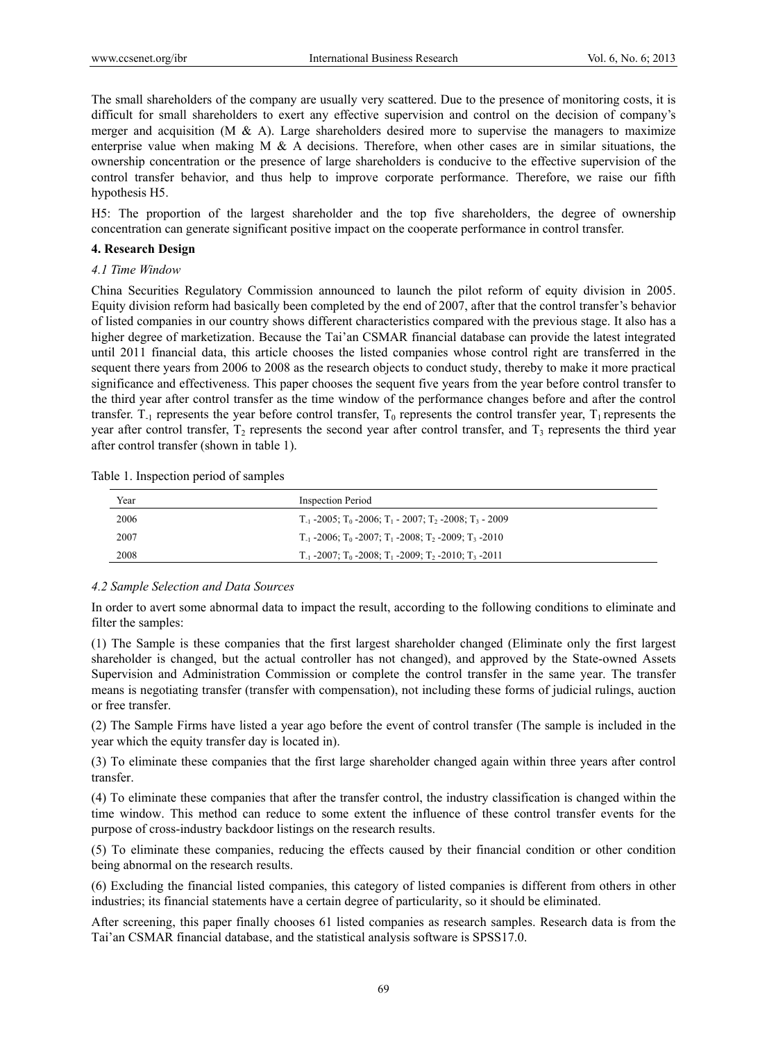The small shareholders of the company are usually very scattered. Due to the presence of monitoring costs, it is difficult for small shareholders to exert any effective supervision and control on the decision of company's merger and acquisition (M & A). Large shareholders desired more to supervise the managers to maximize enterprise value when making M & A decisions. Therefore, when other cases are in similar situations, the ownership concentration or the presence of large shareholders is conducive to the effective supervision of the control transfer behavior, and thus help to improve corporate performance. Therefore, we raise our fifth hypothesis H5.

H5: The proportion of the largest shareholder and the top five shareholders, the degree of ownership concentration can generate significant positive impact on the cooperate performance in control transfer.

## 4. Research Design

### *4.1 Time Window*

China Securities Regulatory Commission announced to launch the pilot reform of equity division in 2005. Equity division reform had basically been completed by the end of 2007, after that the control transfer's behavior of listed companies in our country shows different characteristics compared with the previous stage. It also has a higher degree of marketization. Because the Tai'an CSMAR financial database can provide the latest integrated until 2011 financial data, this article chooses the listed companies whose control right are transferred in the sequent there years from 2006 to 2008 as the research objects to conduct study, thereby to make it more practical significance and effectiveness. This paper chooses the sequent five years from the year before control transfer to the third year after control transfer as the time window of the performance changes before and after the control transfer. $T_{-1}$ represents the year before control transfer, $T_0$ represents the control transfer year, $T_1$ represents the year after control transfer, $T_2$ represents the second year after control transfer, and $T_3$ represents the third year after control transfer (shown in table 1).

Table 1. Inspection period of samples

| Year | Inspection Period |
|---|---|
| 2006 | $T_{-1}$ -2005; $T_0$ -2006; $T_1$ - 2007; $T_2$ -2008; $T_3$ - 2009 |
| 2007 | $T_{-1}$ -2006; $T_0$ -2007; $T_1$ -2008; $T_2$ -2009; $T_3$ -2010 |
| 2008 | $T_{-1}$ -2007; $T_0$ -2008; $T_1$ -2009; $T_2$ -2010; $T_3$ -2011 |

### *4.2 Sample Selection and Data Sources*

In order to avert some abnormal data to impact the result, according to the following conditions to eliminate and filter the samples:

(1) The Sample is these companies that the first largest shareholder changed (Eliminate only the first largest shareholder is changed, but the actual controller has not changed), and approved by the State-owned Assets Supervision and Administration Commission or complete the control transfer in the same year. The transfer means is negotiating transfer (transfer with compensation), not including these forms of judicial rulings, auction or free transfer.

(2) The Sample Firms have listed a year ago before the event of control transfer (The sample is included in the year which the equity transfer day is located in).

(3) To eliminate these companies that the first large shareholder changed again within three years after control transfer.

(4) To eliminate these companies that after the transfer control, the industry classification is changed within the time window. This method can reduce to some extent the influence of these control transfer events for the purpose of cross-industry backdoor listings on the research results.

(5) To eliminate these companies, reducing the effects caused by their financial condition or other condition being abnormal on the research results.

(6) Excluding the financial listed companies, this category of listed companies is different from others in other industries; its financial statements have a certain degree of particularity, so it should be eliminated.

After screening, this paper finally chooses 61 listed companies as research samples. Research data is from the Tai'an CSMAR financial database, and the statistical analysis software is SPSS17.0.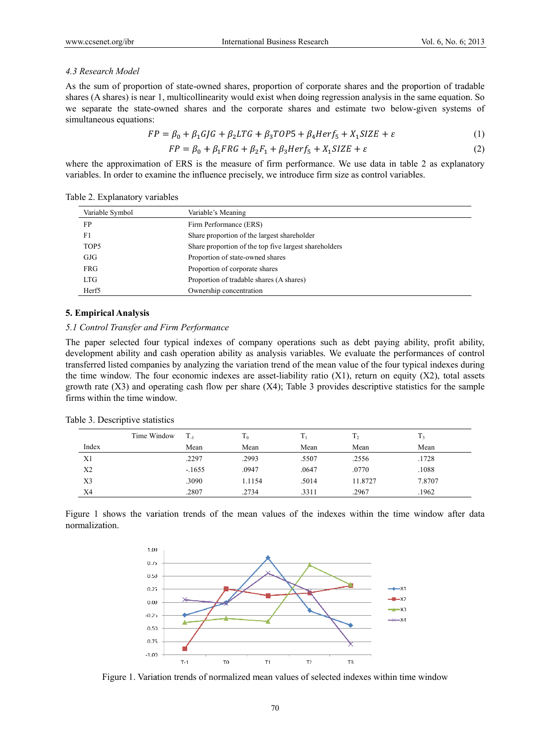### 4.3 Research Model

As the sum of proportion of state-owned shares, proportion of corporate shares and the proportion of tradable shares (A shares) is near 1, multicollinearity would exist when doing regression analysis in the same equation. So we separate the state-owned shares and the corporate shares and estimate two below-given systems of simultaneous equations:

$$FP = \beta_0 + \beta_1 GJG + \beta_2 LTG + \beta_3 TOP5 + \beta_4 Herf_5 + X_1 SIZE + \varepsilon \tag{1}$$

$$FP = \beta_0 + \beta_1 FRG + \beta_2 F_1 + \beta_3 Herf_5 + X_1 SIZE + \varepsilon \tag{2}$$

where the approximation of ERS is the measure of firm performance. We use data in table 2 as explanatory variables. In order to examine the influence precisely, we introduce firm size as control variables.

Table 2. Explanatory variables

| Variable Symbol | Variable's Meaning |
|---|---|
| FP | Firm Performance (ERS) |
| F1 | Share proportion of the largest shareholder |
| TOP5 | Share proportion of the top five largest shareholders |
| GJG | Proportion of state-owned shares |
| FRG | Proportion of corporate shares |
| LTG | Proportion of tradable shares (A shares) |
| Herf5 | Ownership concentration |

## 5. Empirical Analysis

### 5.1 Control Transfer and Firm Performance

The paper selected four typical indexes of company operations such as debt paying ability, profit ability, development ability and cash operation ability as analysis variables. We evaluate the performances of control transferred listed companies by analyzing the variation trend of the mean value of the four typical indexes during the time window. The four economic indexes are asset-liability ratio (X1), return on equity (X2), total assets growth rate (X3) and operating cash flow per share (X4); Table 3 provides descriptive statistics for the sample firms within the time window.

Table 3. Descriptive statistics

| Time Window | $T_{-1}$ | $T_0$ | $T_1$ | $T_2$ | $T_3$ |
|---|---|---|---|---|---|
| Index | Mean | Mean | Mean | Mean | Mean |
| X1 | .2297 | .2993 | .5507 | .2556 | .1728 |
| X2 | -.1655 | .0947 | .0647 | .0770 | .1088 |
| X3 | .3090 | 1.1154 | .5014 | 11.8727 | 7.8707 |
| X4 | .2807 | .2734 | .3311 | .2967 | .1962 |

Figure 1 shows the variation trends of the mean values of the indexes within the time window after data normalization.

Figure 1. Variation trends of normalized mean values of selected indexes within time window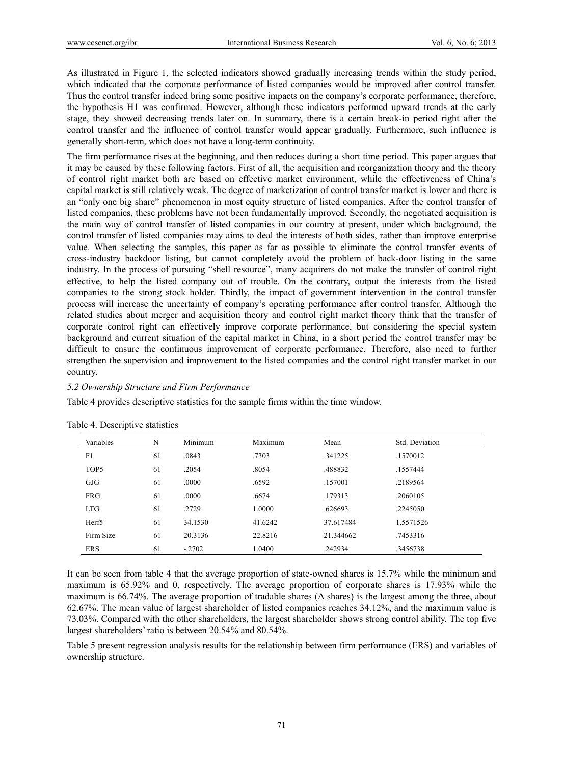As illustrated in Figure 1, the selected indicators showed gradually increasing trends within the study period, which indicated that the corporate performance of listed companies would be improved after control transfer. Thus the control transfer indeed bring some positive impacts on the company's corporate performance, therefore, the hypothesis H1 was confirmed. However, although these indicators performed upward trends at the early stage, they showed decreasing trends later on. In summary, there is a certain break-in period right after the control transfer and the influence of control transfer would appear gradually. Furthermore, such influence is generally short-term, which does not have a long-term continuity.

The firm performance rises at the beginning, and then reduces during a short time period. This paper argues that it may be caused by these following factors. First of all, the acquisition and reorganization theory and the theory of control right market both are based on effective market environment, while the effectiveness of China's capital market is still relatively weak. The degree of marketization of control transfer market is lower and there is an "only one big share" phenomenon in most equity structure of listed companies. After the control transfer of listed companies, these problems have not been fundamentally improved. Secondly, the negotiated acquisition is the main way of control transfer of listed companies in our country at present, under which background, the control transfer of listed companies may aims to deal the interests of both sides, rather than improve enterprise value. When selecting the samples, this paper as far as possible to eliminate the control transfer events of cross-industry backdoor listing, but cannot completely avoid the problem of back-door listing in the same industry. In the process of pursuing "shell resource", many acquirers do not make the transfer of control right effective, to help the listed company out of trouble. On the contrary, output the interests from the listed companies to the strong stock holder. Thirdly, the impact of government intervention in the control transfer process will increase the uncertainty of company's operating performance after control transfer. Although the related studies about merger and acquisition theory and control right market theory think that the transfer of corporate control right can effectively improve corporate performance, but considering the special system background and current situation of the capital market in China, in a short period the control transfer may be difficult to ensure the continuous improvement of corporate performance. Therefore, also need to further strengthen the supervision and improvement to the listed companies and the control right transfer market in our country.

### *5.2 Ownership Structure and Firm Performance*

Table 4 provides descriptive statistics for the sample firms within the time window.

Table 4. Descriptive statistics

| Variables | N | Minimum | Maximum | Mean | Std. Deviation |
|---|---|---|---|---|---|
| F1 | 61 | .0843 | .7303 | .341225 | .1570012 |
| TOP5 | 61 | .2054 | .8054 | .488832 | .1557444 |
| GJG | 61 | .0000 | .6592 | .157001 | .2189564 |
| FRG | 61 | .0000 | .6674 | .179313 | .2060105 |
| LTG | 61 | .2729 | 1.0000 | .626693 | .2245050 |
| Herf5 | 61 | 34.1530 | 41.6242 | 37.617484 | 1.5571526 |
| Firm Size | 61 | 20.3136 | 22.8216 | 21.344662 | .7453316 |
| ERS | 61 | -.2702 | 1.0400 | .242934 | .3456738 |

It can be seen from table 4 that the average proportion of state-owned shares is 15.7% while the minimum and maximum is 65.92% and 0, respectively. The average proportion of corporate shares is 17.93% while the maximum is 66.74%. The average proportion of tradable shares (A shares) is the largest among the three, about 62.67%. The mean value of largest shareholder of listed companies reaches 34.12%, and the maximum value is 73.03%. Compared with the other shareholders, the largest shareholder shows strong control ability. The top five largest shareholders' ratio is between 20.54% and 80.54%.

Table 5 present regression analysis results for the relationship between firm performance (ERS) and variables of ownership structure.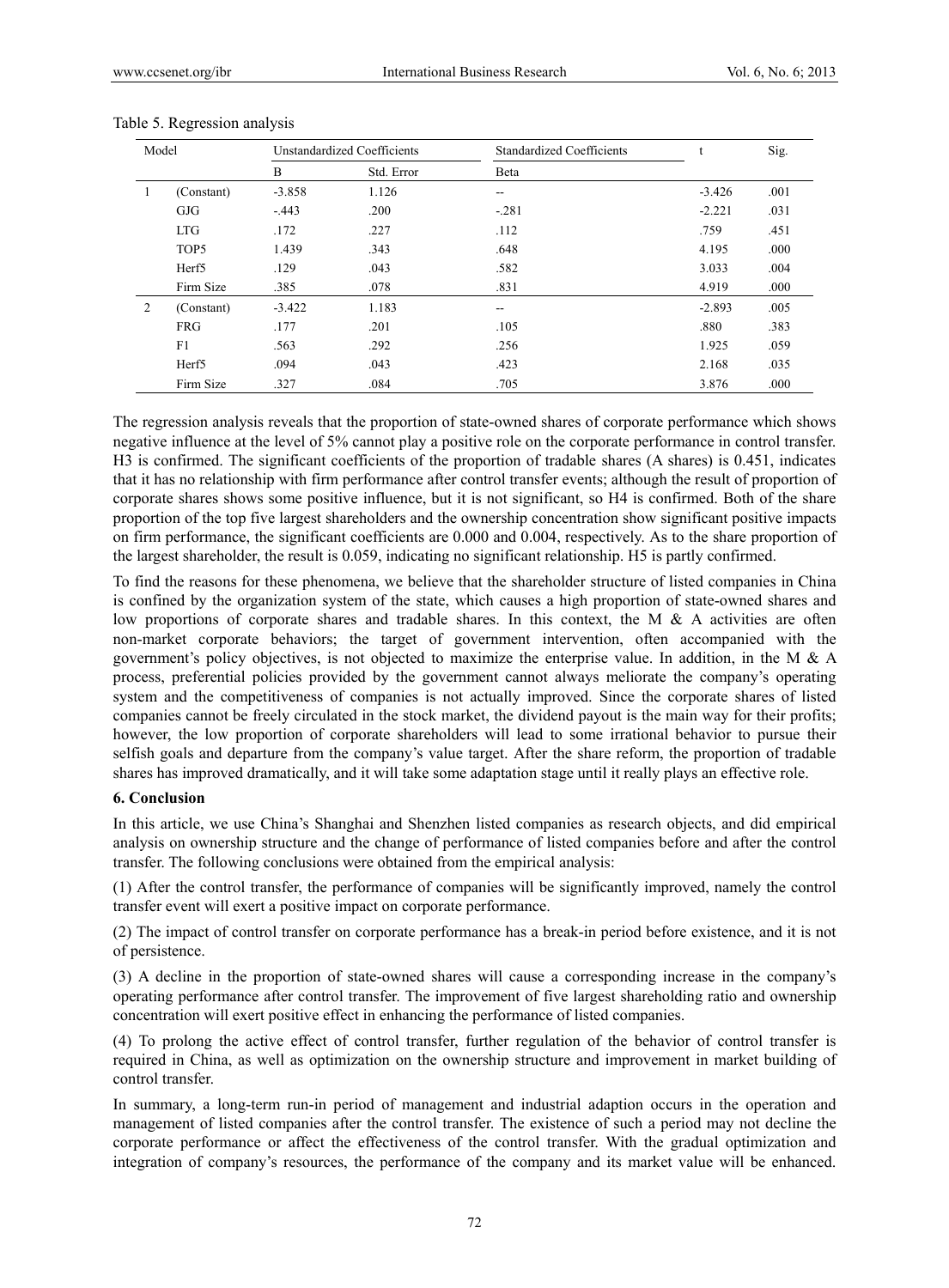Table 5. Regression analysis

| Model | | Unstandardized Coefficients | | Standardized Coefficients | t | Sig. |
|---|---|---|---|---|---|---|
| | | B | Std. Error | Beta | | |
| 1 | (Constant) | -3.858 | 1.126 | -- | -3.426 | .001 |
| | GJG | -.443 | .200 | -.281 | -2.221 | .031 |
| | LTG | .172 | .227 | .112 | .759 | .451 |
| | TOP5 | 1.439 | .343 | .648 | 4.195 | .000 |
| | Herf5 | .129 | .043 | .582 | 3.033 | .004 |
| | Firm Size | .385 | .078 | .831 | 4.919 | .000 |
| 2 | (Constant) | -3.422 | 1.183 | -- | -2.893 | .005 |
| | FRG | .177 | .201 | .105 | .880 | .383 |
| | F1 | .563 | .292 | .256 | 1.925 | .059 |
| | Herf5 | .094 | .043 | .423 | 2.168 | .035 |
| | Firm Size | .327 | .084 | .705 | 3.876 | .000 |

The regression analysis reveals that the proportion of state-owned shares of corporate performance which shows negative influence at the level of 5% cannot play a positive role on the corporate performance in control transfer. H3 is confirmed. The significant coefficients of the proportion of tradable shares (A shares) is 0.451, indicates that it has no relationship with firm performance after control transfer events; although the result of proportion of corporate shares shows some positive influence, but it is not significant, so H4 is confirmed. Both of the share proportion of the top five largest shareholders and the ownership concentration show significant positive impacts on firm performance, the significant coefficients are 0.000 and 0.004, respectively. As to the share proportion of the largest shareholder, the result is 0.059, indicating no significant relationship. H5 is partly confirmed.

To find the reasons for these phenomena, we believe that the shareholder structure of listed companies in China is confined by the organization system of the state, which causes a high proportion of state-owned shares and low proportions of corporate shares and tradable shares. In this context, the M & A activities are often non-market corporate behaviors; the target of government intervention, often accompanied with the government's policy objectives, is not objected to maximize the enterprise value. In addition, in the M & A process, preferential policies provided by the government cannot always meliorate the company's operating system and the competitiveness of companies is not actually improved. Since the corporate shares of listed companies cannot be freely circulated in the stock market, the dividend payout is the main way for their profits; however, the low proportion of corporate shareholders will lead to some irrational behavior to pursue their selfish goals and departure from the company's value target. After the share reform, the proportion of tradable shares has improved dramatically, and it will take some adaptation stage until it really plays an effective role.

## 6. Conclusion

In this article, we use China's Shanghai and Shenzhen listed companies as research objects, and did empirical analysis on ownership structure and the change of performance of listed companies before and after the control transfer. The following conclusions were obtained from the empirical analysis:

(1) After the control transfer, the performance of companies will be significantly improved, namely the control transfer event will exert a positive impact on corporate performance.

(2) The impact of control transfer on corporate performance has a break-in period before existence, and it is not of persistence.

(3) A decline in the proportion of state-owned shares will cause a corresponding increase in the company's operating performance after control transfer. The improvement of five largest shareholding ratio and ownership concentration will exert positive effect in enhancing the performance of listed companies.

(4) To prolong the active effect of control transfer, further regulation of the behavior of control transfer is required in China, as well as optimization on the ownership structure and improvement in market building of control transfer.

In summary, a long-term run-in period of management and industrial adaption occurs in the operation and management of listed companies after the control transfer. The existence of such a period may not decline the corporate performance or affect the effectiveness of the control transfer. With the gradual optimization and integration of company's resources, the performance of the company and its market value will be enhanced.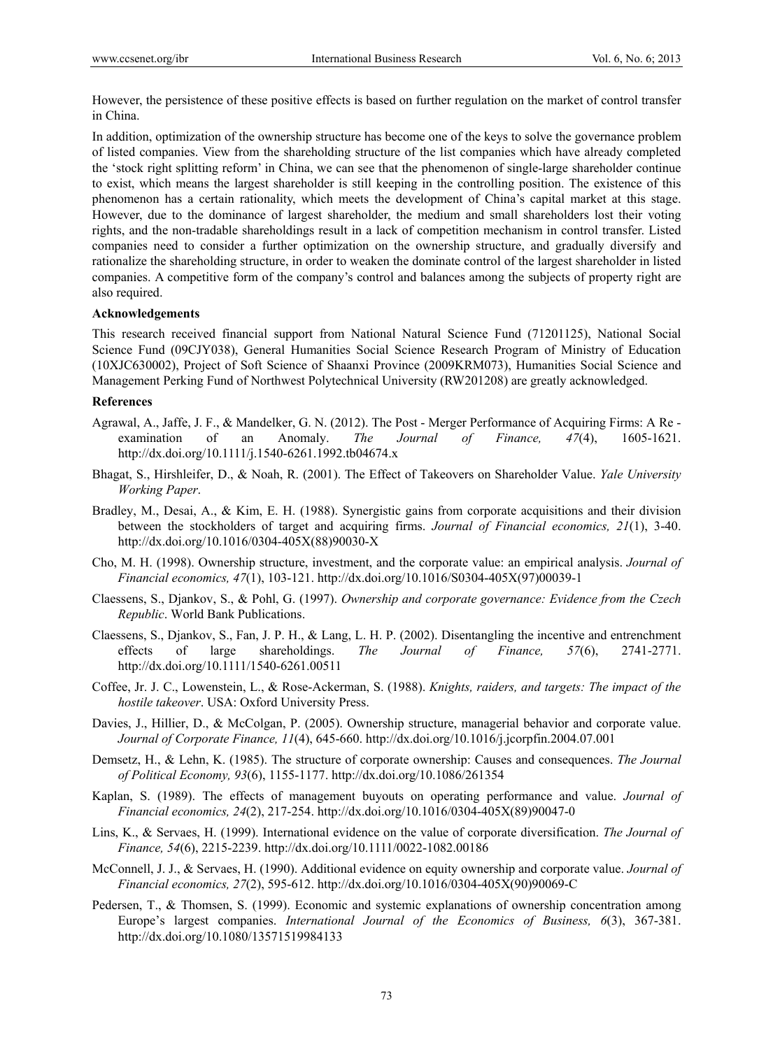However, the persistence of these positive effects is based on further regulation on the market of control transfer in China.

In addition, optimization of the ownership structure has become one of the keys to solve the governance problem of listed companies. View from the shareholding structure of the list companies which have already completed the 'stock right splitting reform' in China, we can see that the phenomenon of single-large shareholder continue to exist, which means the largest shareholder is still keeping in the controlling position. The existence of this phenomenon has a certain rationality, which meets the development of China's capital market at this stage. However, due to the dominance of largest shareholder, the medium and small shareholders lost their voting rights, and the non-tradable shareholdings result in a lack of competition mechanism in control transfer. Listed companies need to consider a further optimization on the ownership structure, and gradually diversify and rationalize the shareholding structure, in order to weaken the dominate control of the largest shareholder in listed companies. A competitive form of the company's control and balances among the subjects of property right are also required.

**Acknowledgements**

This research received financial support from National Natural Science Fund (71201125), National Social Science Fund (09CJY038), General Humanities Social Science Research Program of Ministry of Education (10XJC630002), Project of Soft Science of Shaanxi Province (2009KRM073), Humanities Social Science and Management Perking Fund of Northwest Polytechnical University (RW201208) are greatly acknowledged.

**References**

Agrawal, A., Jaffe, J. F., & Mandelker, G. N. (2012). The Post - Merger Performance of Acquiring Firms: A Re - examination of an Anomaly. *The Journal of Finance, 47*(4), 1605-1621. http://dx.doi.org/10.1111/j.1540-6261.1992.tb04674.x

Bhagat, S., Hirshleifer, D., & Noah, R. (2001). The Effect of Takeovers on Shareholder Value. *Yale University Working Paper*.

Bradley, M., Desai, A., & Kim, E. H. (1988). Synergistic gains from corporate acquisitions and their division between the stockholders of target and acquiring firms. *Journal of Financial economics, 21*(1), 3-40. http://dx.doi.org/10.1016/0304-405X(88)90030-X

Cho, M. H. (1998). Ownership structure, investment, and the corporate value: an empirical analysis. *Journal of Financial economics, 47*(1), 103-121. http://dx.doi.org/10.1016/S0304-405X(97)00039-1

Claessens, S., Djankov, S., & Pohl, G. (1997). *Ownership and corporate governance: Evidence from the Czech Republic*. World Bank Publications.

Claessens, S., Djankov, S., Fan, J. P. H., & Lang, L. H. P. (2002). Disentangling the incentive and entrenchment effects of large shareholdings. *The Journal of Finance, 57*(6), 2741-2771. http://dx.doi.org/10.1111/1540-6261.00511

Coffee, Jr. J. C., Lowenstein, L., & Rose-Ackerman, S. (1988). *Knights, raiders, and targets: The impact of the hostile takeover*. USA: Oxford University Press.

Davies, J., Hillier, D., & McColgan, P. (2005). Ownership structure, managerial behavior and corporate value. *Journal of Corporate Finance, 11*(4), 645-660. http://dx.doi.org/10.1016/j.jcorpfin.2004.07.001

Demsetz, H., & Lehn, K. (1985). The structure of corporate ownership: Causes and consequences. *The Journal of Political Economy, 93*(6), 1155-1177. http://dx.doi.org/10.1086/261354

Kaplan, S. (1989). The effects of management buyouts on operating performance and value. *Journal of Financial economics, 24*(2), 217-254. http://dx.doi.org/10.1016/0304-405X(89)90047-0

Lins, K., & Servaes, H. (1999). International evidence on the value of corporate diversification. *The Journal of Finance, 54*(6), 2215-2239. http://dx.doi.org/10.1111/0022-1082.00186

McConnell, J. J., & Servaes, H. (1990). Additional evidence on equity ownership and corporate value. *Journal of Financial economics, 27*(2), 595-612. http://dx.doi.org/10.1016/0304-405X(90)90069-C

Pedersen, T., & Thomsen, S. (1999). Economic and systemic explanations of ownership concentration among Europe's largest companies. *International Journal of the Economics of Business, 6*(3), 367-381. http://dx.doi.org/10.1080/13571519984133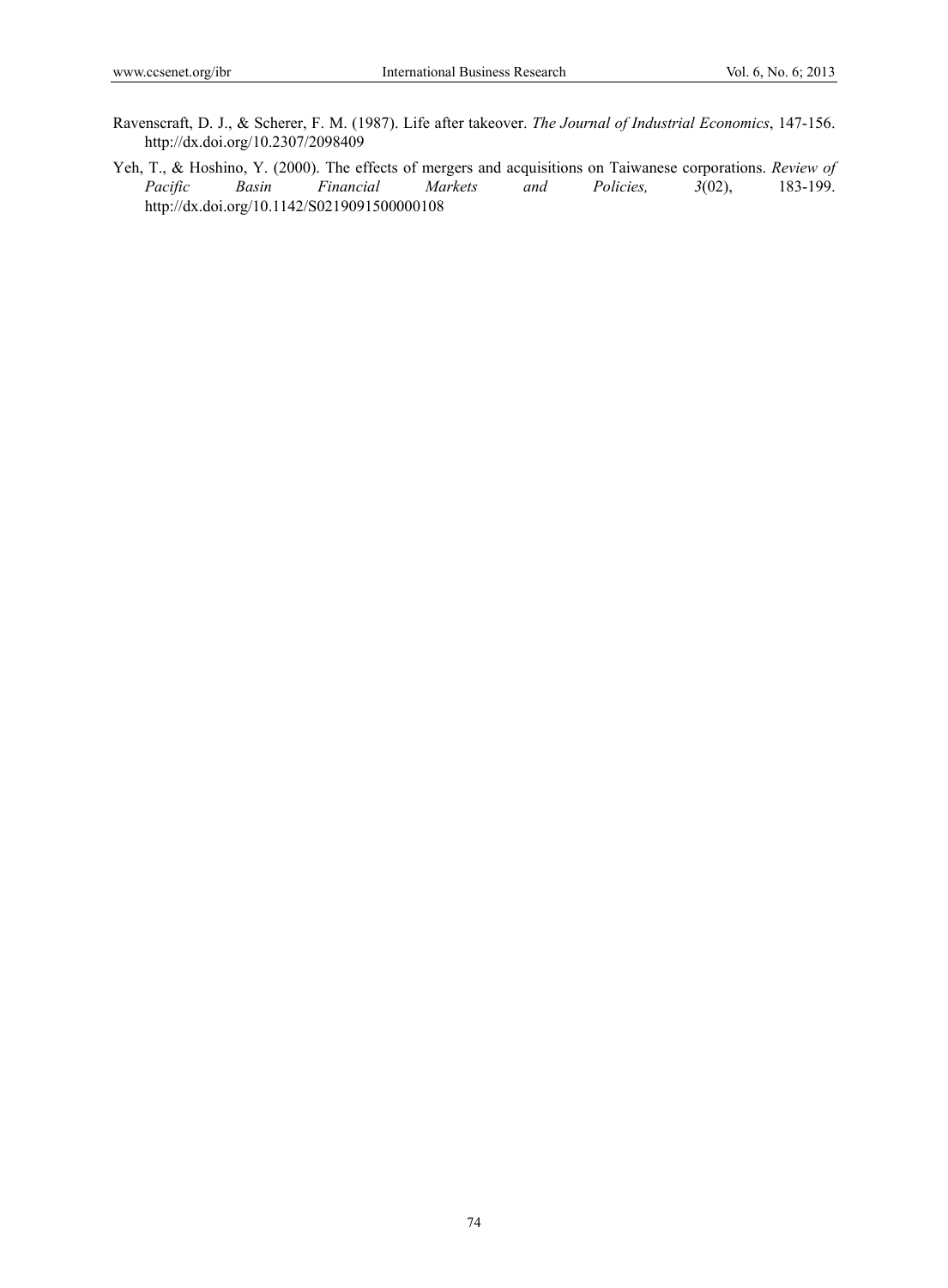Ravenscraft, D. J., & Scherer, F. M. (1987). Life after takeover. *The Journal of Industrial Economics*, 147-156. http://dx.doi.org/10.2307/2098409

Yeh, T., & Hoshino, Y. (2000). The effects of mergers and acquisitions on Taiwanese corporations. *Review of Pacific Basin Financial Markets and Policies, 3*(02), 183-199. http://dx.doi.org/10.1142/S0219091500000108